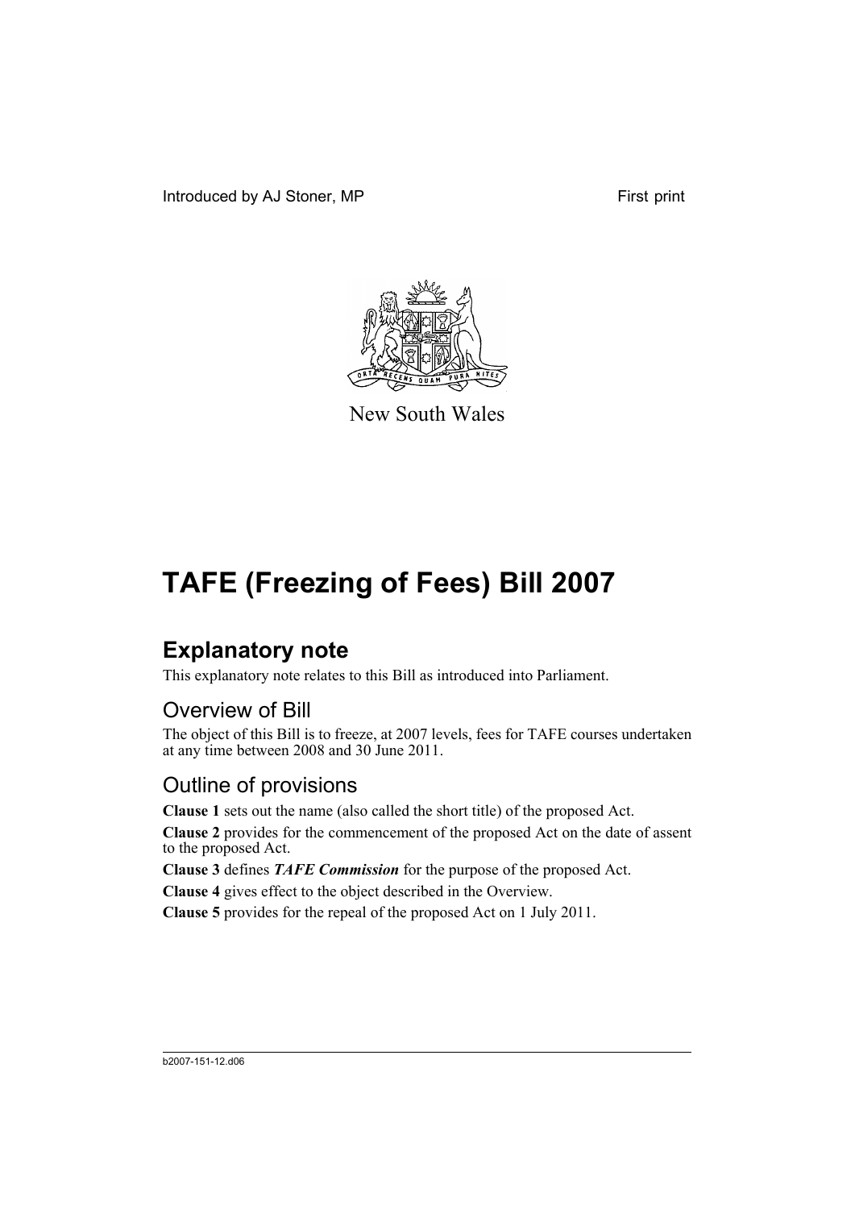Introduced by AJ Stoner, MP First print

New South Wales

# TAFE (Freezing of Fees) Bill 2007

## Explanatory note

This explanatory note relates to this Bill as introduced into Parliament.

### Overview of Bill

The object of this Bill is to freeze, at 2007 levels, fees for TAFE courses undertaken at any time between 2008 and 30 June 2011.

### Outline of provisions

**Clause 1** sets out the name (also called the short title) of the proposed Act.

**Clause 2** provides for the commencement of the proposed Act on the date of assent to the proposed Act.

**Clause 3** defines ***TAFE Commission*** for the purpose of the proposed Act.

**Clause 4** gives effect to the object described in the Overview.

**Clause 5** provides for the repeal of the proposed Act on 1 July 2011.

b2007-151-12.d06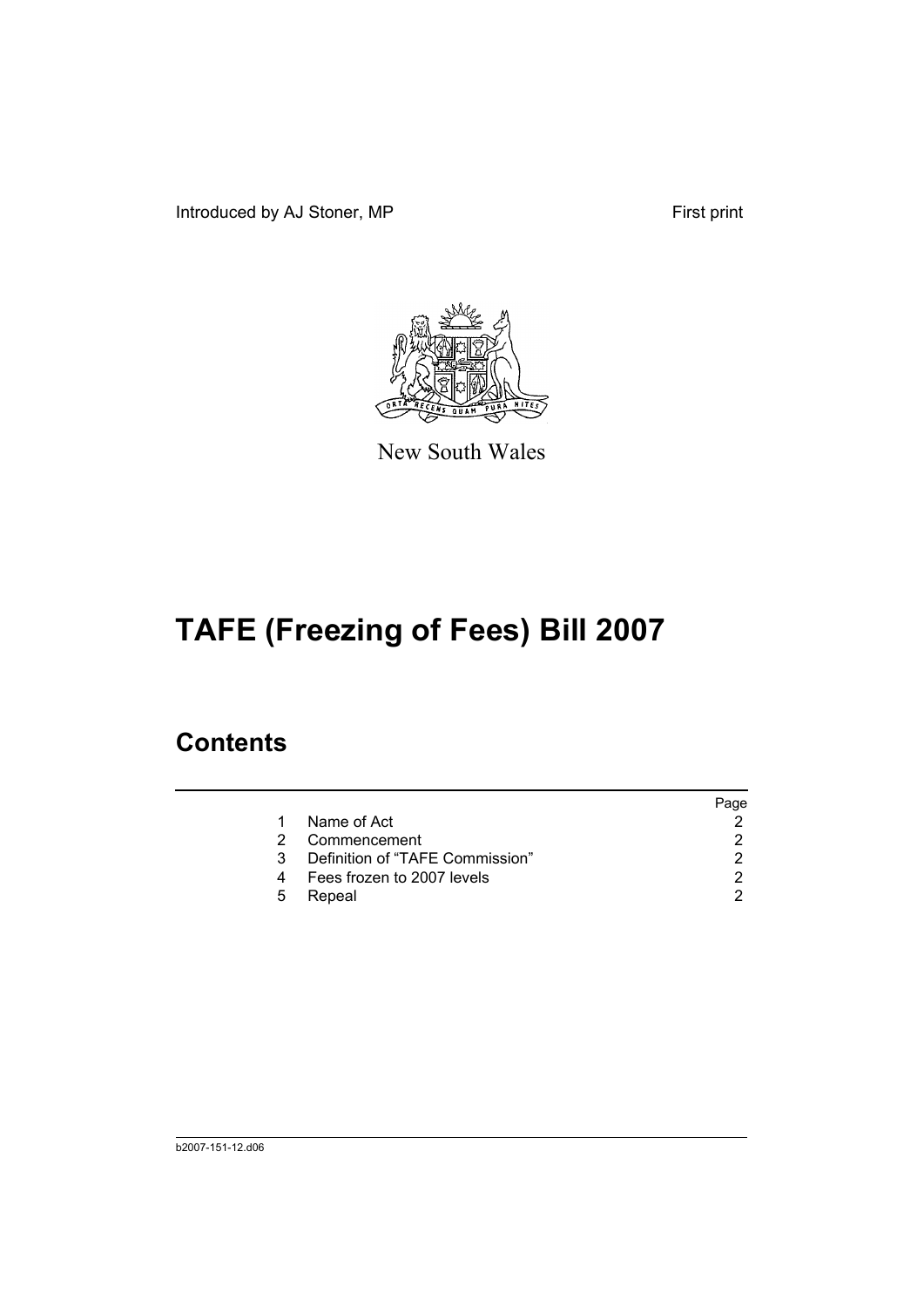Introduced by AJ Stoner, MP First print

New South Wales

# TAFE (Freezing of Fees) Bill 2007

## Contents

| | | Page |
|---|---|---|
| 1 | Name of Act | 2 |
| 2 | Commencement | 2 |
| 3 | Definition of "TAFE Commission" | 2 |
| 4 | Fees frozen to 2007 levels | 2 |
| 5 | Repeal | 2 |

b2007-151-12.d06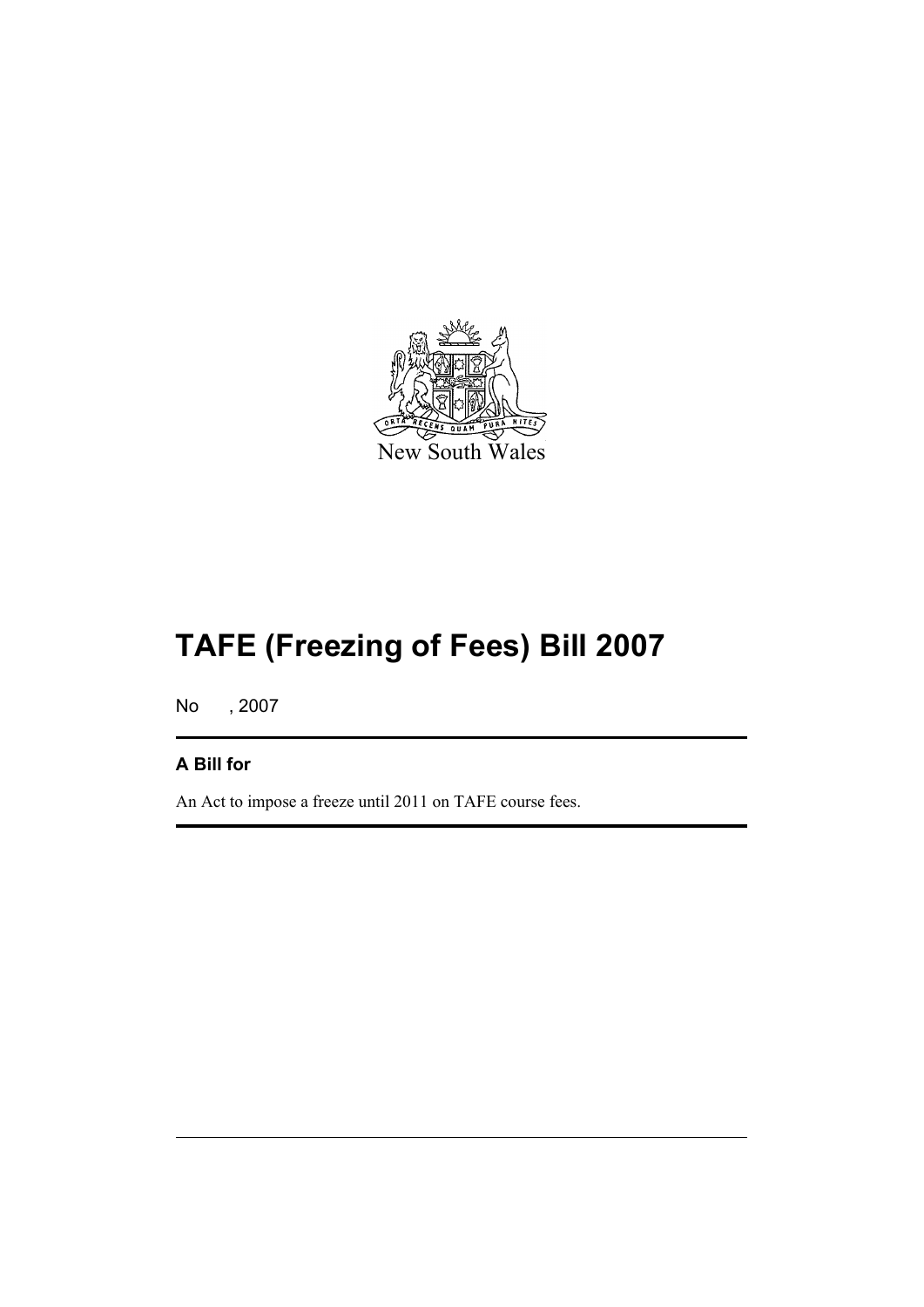New South Wales

# TAFE (Freezing of Fees) Bill 2007

No , 2007

## A Bill for

An Act to impose a freeze until 2011 on TAFE course fees.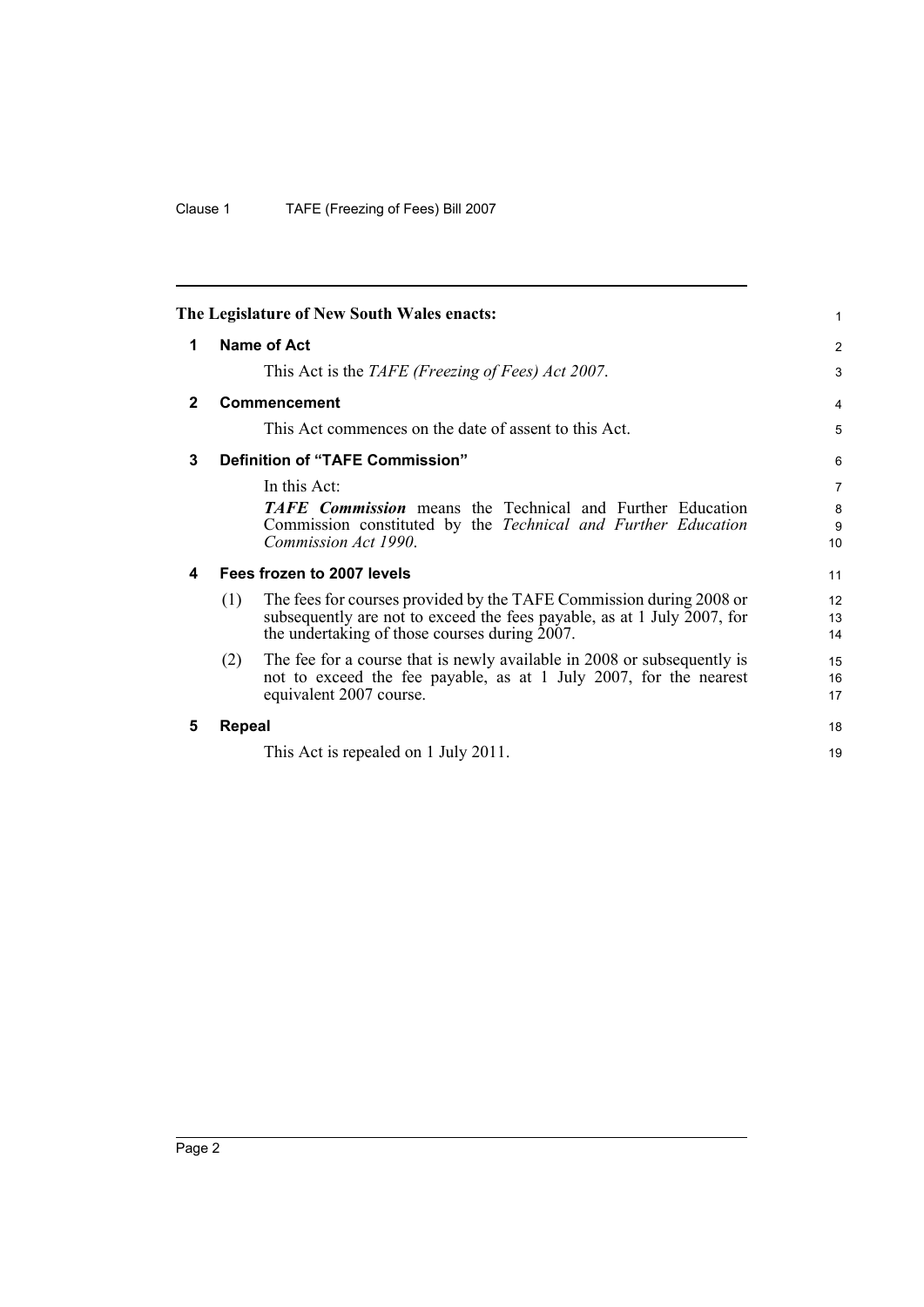The Legislature of New South Wales enacts:

## 1 Name of Act

This Act is the *TAFE (Freezing of Fees) Act 2007*.

## 2 Commencement

This Act commences on the date of assent to this Act.

## 3 Definition of "TAFE Commission"

In this Act:

***TAFE Commission*** means the Technical and Further Education Commission constituted by the *Technical and Further Education Commission Act 1990*.

## 4 Fees frozen to 2007 levels

(1) The fees for courses provided by the TAFE Commission during 2008 or subsequently are not to exceed the fees payable, as at 1 July 2007, for the undertaking of those courses during 2007.

(2) The fee for a course that is newly available in 2008 or subsequently is not to exceed the fee payable, as at 1 July 2007, for the nearest equivalent 2007 course.

## 5 Repeal

This Act is repealed on 1 July 2011.